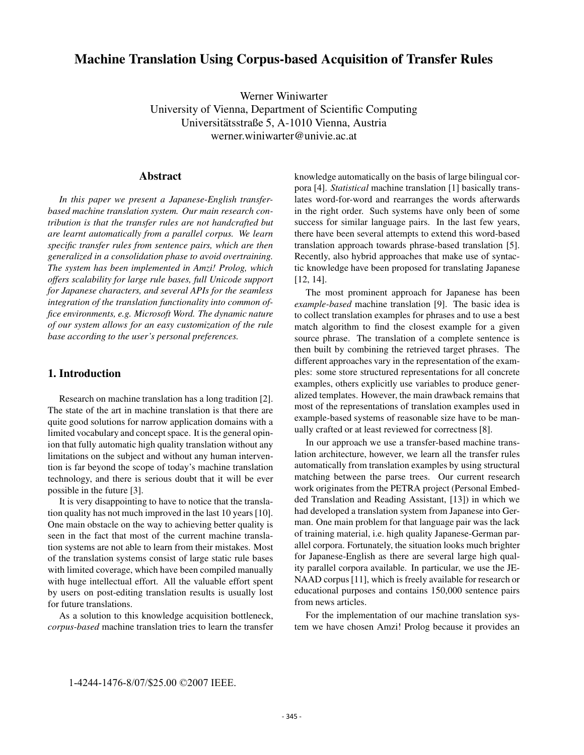# Machine Translation Using Corpus-based Acquisition of Transfer Rules

Werner Winiwarter
University of Vienna, Department of Scientific Computing
Universitätsstraße 5, A-1010 Vienna, Austria
werner.winiwarter@univie.ac.at

## Abstract

*In this paper we present a Japanese-English transfer-based machine translation system. Our main research contribution is that the transfer rules are not handcrafted but are learnt automatically from a parallel corpus. We learn specific transfer rules from sentence pairs, which are then generalized in a consolidation phase to avoid overtraining. The system has been implemented in Amzi! Prolog, which offers scalability for large rule bases, full Unicode support for Japanese characters, and several APIs for the seamless integration of the translation functionality into common office environments, e.g. Microsoft Word. The dynamic nature of our system allows for an easy customization of the rule base according to the user's personal preferences.*

## 1. Introduction

Research on machine translation has a long tradition [2]. The state of the art in machine translation is that there are quite good solutions for narrow application domains with a limited vocabulary and concept space. It is the general opinion that fully automatic high quality translation without any limitations on the subject and without any human intervention is far beyond the scope of today's machine translation technology, and there is serious doubt that it will be ever possible in the future [3].

It is very disappointing to have to notice that the translation quality has not much improved in the last 10 years [10]. One main obstacle on the way to achieving better quality is seen in the fact that most of the current machine translation systems are not able to learn from their mistakes. Most of the translation systems consist of large static rule bases with limited coverage, which have been compiled manually with huge intellectual effort. All the valuable effort spent by users on post-editing translation results is usually lost for future translations.

As a solution to this knowledge acquisition bottleneck, *corpus-based* machine translation tries to learn the transfer knowledge automatically on the basis of large bilingual corpora [4]. *Statistical* machine translation [1] basically translates word-for-word and rearranges the words afterwards in the right order. Such systems have only been of some success for similar language pairs. In the last few years, there have been several attempts to extend this word-based translation approach towards phrase-based translation [5]. Recently, also hybrid approaches that make use of syntactic knowledge have been proposed for translating Japanese [12, 14].

The most prominent approach for Japanese has been *example-based* machine translation [9]. The basic idea is to collect translation examples for phrases and to use a best match algorithm to find the closest example for a given source phrase. The translation of a complete sentence is then built by combining the retrieved target phrases. The different approaches vary in the representation of the examples: some store structured representations for all concrete examples, others explicitly use variables to produce generalized templates. However, the main drawback remains that most of the representations of translation examples used in example-based systems of reasonable size have to be manually crafted or at least reviewed for correctness [8].

In our approach we use a transfer-based machine translation architecture, however, we learn all the transfer rules automatically from translation examples by using structural matching between the parse trees. Our current research work originates from the PETRA project (Personal Embedded Translation and Reading Assistant, [13]) in which we had developed a translation system from Japanese into German. One main problem for that language pair was the lack of training material, i.e. high quality Japanese-German parallel corpora. Fortunately, the situation looks much brighter for Japanese-English as there are several large high quality parallel corpora available. In particular, we use the JENAAD corpus [11], which is freely available for research or educational purposes and contains 150,000 sentence pairs from news articles.

For the implementation of our machine translation system we have chosen Amzi! Prolog because it provides an

1-4244-1476-8/07/$25.00 ©2007 IEEE.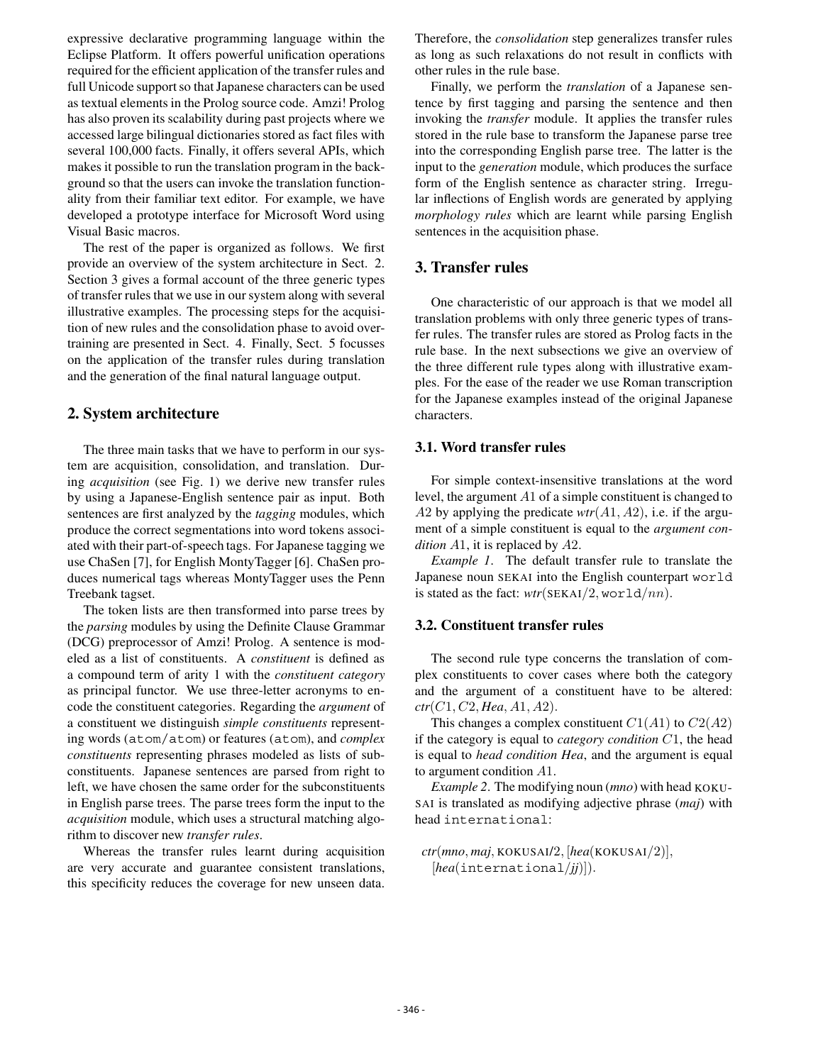expressive declarative programming language within the Eclipse Platform. It offers powerful unification operations required for the efficient application of the transfer rules and full Unicode support so that Japanese characters can be used as textual elements in the Prolog source code. Amzi! Prolog has also proven its scalability during past projects where we accessed large bilingual dictionaries stored as fact files with several 100,000 facts. Finally, it offers several APIs, which makes it possible to run the translation program in the background so that the users can invoke the translation functionality from their familiar text editor. For example, we have developed a prototype interface for Microsoft Word using Visual Basic macros.

The rest of the paper is organized as follows. We first provide an overview of the system architecture in Sect. 2. Section 3 gives a formal account of the three generic types of transfer rules that we use in our system along with several illustrative examples. The processing steps for the acquisition of new rules and the consolidation phase to avoid overtraining are presented in Sect. 4. Finally, Sect. 5 focusses on the application of the transfer rules during translation and the generation of the final natural language output.

## 2. System architecture

The three main tasks that we have to perform in our system are acquisition, consolidation, and translation. During *acquisition* (see Fig. 1) we derive new transfer rules by using a Japanese-English sentence pair as input. Both sentences are first analyzed by the *tagging* modules, which produce the correct segmentations into word tokens associated with their part-of-speech tags. For Japanese tagging we use ChaSen [7], for English MontyTagger [6]. ChaSen produces numerical tags whereas MontyTagger uses the Penn Treebank tagset.

The token lists are then transformed into parse trees by the *parsing* modules by using the Definite Clause Grammar (DCG) preprocessor of Amzi! Prolog. A sentence is modeled as a list of constituents. A *constituent* is defined as a compound term of arity 1 with the *constituent category* as principal functor. We use three-letter acronyms to encode the constituent categories. Regarding the *argument* of a constituent we distinguish *simple constituents* representing words (`atom/atom`) or features (`atom`), and *complex constituents* representing phrases modeled as lists of subconstituents. Japanese sentences are parsed from right to left, we have chosen the same order for the subconstituents in English parse trees. The parse trees form the input to the *acquisition* module, which uses a structural matching algorithm to discover new *transfer rules*.

Whereas the transfer rules learnt during acquisition are very accurate and guarantee consistent translations, this specificity reduces the coverage for new unseen data. Therefore, the *consolidation* step generalizes transfer rules as long as such relaxations do not result in conflicts with other rules in the rule base.

Finally, we perform the *translation* of a Japanese sentence by first tagging and parsing the sentence and then invoking the *transfer* module. It applies the transfer rules stored in the rule base to transform the Japanese parse tree into the corresponding English parse tree. The latter is the input to the *generation* module, which produces the surface form of the English sentence as character string. Irregular inflections of English words are generated by applying *morphology rules* which are learnt while parsing English sentences in the acquisition phase.

## 3. Transfer rules

One characteristic of our approach is that we model all translation problems with only three generic types of transfer rules. The transfer rules are stored as Prolog facts in the rule base. In the next subsections we give an overview of the three different rule types along with illustrative examples. For the ease of the reader we use Roman transcription for the Japanese examples instead of the original Japanese characters.

### 3.1. Word transfer rules

For simple context-insensitive translations at the word level, the argument $A1$ of a simple constituent is changed to $A2$ by applying the predicate *wtr*$(A1, A2)$, i.e. if the argument of a simple constituent is equal to the *argument condition* $A1$, it is replaced by $A2$.

*Example 1*. The default transfer rule to translate the Japanese noun SEKAI into the English counterpart `world` is stated as the fact: *wtr*(SEKAI$/2$, `world`$/nn$).

### 3.2. Constituent transfer rules

The second rule type concerns the translation of complex constituents to cover cases where both the category and the argument of a constituent have to be altered: *ctr*$(C1, C2, Hea, A1, A2)$.

This changes a complex constituent $C1(A1)$ to $C2(A2)$ if the category is equal to *category condition* $C1$, the head is equal to *head condition Hea*, and the argument is equal to argument condition $A1$.

*Example 2*. The modifying noun (*mno*) with head KOKUSAI is translated as modifying adjective phrase (*maj*) with head `international`:

*ctr*(*mno*, *maj*, KOKUSAI/2, [*hea*(KOKUSAI$/2$)], [*hea*(`international`/*jj*)]).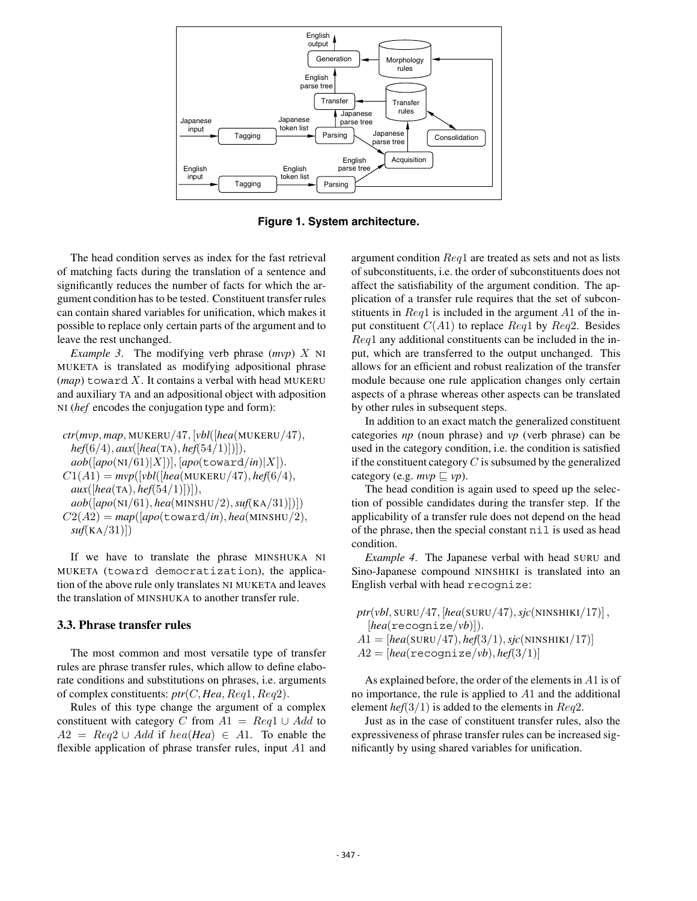Figure 1. System architecture.

The head condition serves as index for the fast retrieval of matching facts during the translation of a sentence and significantly reduces the number of facts for which the argument condition has to be tested. Constituent transfer rules can contain shared variables for unification, which makes it possible to replace only certain parts of the argument and to leave the rest unchanged.

*Example 3*. The modifying verb phrase (*mvp*) $X$ NI MUKETA is translated as modifying adpositional phrase (*map*) `toward` $X$. It contains a verbal with head MUKERU and auxiliary TA and an adpositional object with adposition NI (*hef* encodes the conjugation type and form):

$$\begin{aligned}
&ctr(mvp, map, \text{MUKERU}/47, [vbl([hea(\text{MUKERU}/47),\\
&\quad hef(6/4), aux([hea(\text{TA}), hef(54/1)])]),\\
&\quad aob([apo(\text{NI}/61)|X])], [apo(\texttt{toward}/in)|X]).\\
&C1(A1) = mvp([vbl([hea(\text{MUKERU}/47), hef(6/4),\\
&\quad aux([hea(\text{TA}), hef(54/1)])]),\\
&\quad aob([apo(\text{NI}/61), hea(\text{MINSHU}/2), suf(\text{KA}/31)])])\\
&C2(A2) = map([apo(\texttt{toward}/in), hea(\text{MINSHU}/2),\\
&\quad suf(\text{KA}/31)])
\end{aligned}$$

If we have to translate the phrase MINSHUKA NI MUKETA (`toward democratization`), the application of the above rule only translates NI MUKETA and leaves the translation of MINSHUKA to another transfer rule.

### 3.3. Phrase transfer rules

The most common and most versatile type of transfer rules are phrase transfer rules, which allow to define elaborate conditions and substitutions on phrases, i.e. arguments of complex constituents: $ptr(C, Hea, Req1, Req2)$.

Rules of this type change the argument of a complex constituent with category $C$ from $A1 = Req1 \cup Add$ to $A2 = Req2 \cup Add$ if $hea(Hea) \in A1$. To enable the flexible application of phrase transfer rules, input $A1$ and argument condition $Req1$ are treated as sets and not as lists of subconstituents, i.e. the order of subconstituents does not affect the satisfiability of the argument condition. The application of a transfer rule requires that the set of subconstituents in $Req1$ is included in the argument $A1$ of the input constituent $C(A1)$ to replace $Req1$ by $Req2$. Besides $Req1$ any additional constituents can be included in the input, which are transferred to the output unchanged. This allows for an efficient and robust realization of the transfer module because one rule application changes only certain aspects of a phrase whereas other aspects can be translated by other rules in subsequent steps.

In addition to an exact match the generalized constituent categories *np* (noun phrase) and *vp* (verb phrase) can be used in the category condition, i.e. the condition is satisfied if the constituent category $C$ is subsumed by the generalized category (e.g. $mvp \sqsubseteq vp$).

The head condition is again used to speed up the selection of possible candidates during the transfer step. If the applicability of a transfer rule does not depend on the head of the phrase, then the special constant `nil` is used as head condition.

*Example 4*. The Japanese verbal with head SURU and Sino-Japanese compound NINSHIKI is translated into an English verbal with head `recognize`:

$$\begin{aligned}
&ptr(vbl, \text{SURU}/47, [hea(\text{SURU}/47), sjc(\text{NINSHIKI}/17)],\\
&\quad [hea(\texttt{recognize}/vb)]).\\
&A1 = [hea(\text{SURU}/47), hef(3/1), sjc(\text{NINSHIKI}/17)]\\
&A2 = [hea(\texttt{recognize}/vb), hef(3/1)]
\end{aligned}$$

As explained before, the order of the elements in $A1$ is of no importance, the rule is applied to $A1$ and the additional element $hef(3/1)$ is added to the elements in $Req2$.

Just as in the case of constituent transfer rules, also the expressiveness of phrase transfer rules can be increased significantly by using shared variables for unification.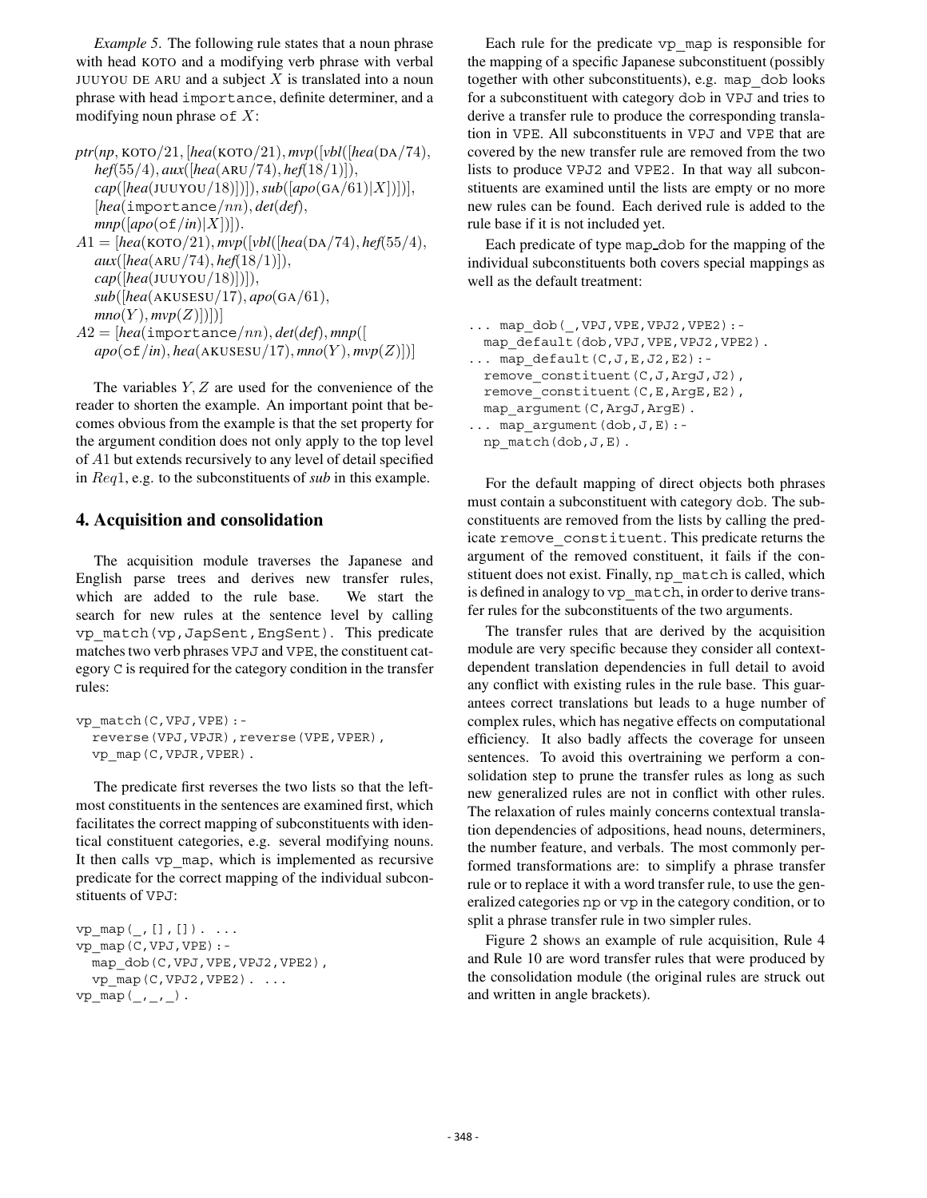*Example 5.* The following rule states that a noun phrase with head KOTO and a modifying verb phrase with verbal JUUYOU DE ARU and a subject $X$ is translated into a noun phrase with head importance, definite determiner, and a modifying noun phrase of $X$:

$ptr(np, \text{KOTO}/21, [hea(\text{KOTO}/21), mvp([vbl([hea(\text{DA}/74), hef(55/4), aux([hea(\text{ARU}/74), hef(18/1)]), cap([hea(\text{JUUYOU}/18)])]), sub([apo(\text{GA}/61)|X])])], [hea(\texttt{importance}/nn), det(def), mnp([apo(\texttt{of}/in)|X])]).$

$A1 = [hea(\text{KOTO}/21), mvp([vbl([hea(\text{DA}/74), hef(55/4), aux([hea(\text{ARU}/74), hef(18/1)]), cap([hea(\text{JUUYOU}/18)])]), sub([hea(\text{AKUSESU}/17), apo(\text{GA}/61), mno(Y), mvp(Z)])])]$

$A2 = [hea(\texttt{importance}/nn), det(def), mnp([apo(\texttt{of}/in), hea(\text{AKUSESU}/17), mno(Y), mvp(Z)])]$

The variables $Y, Z$ are used for the convenience of the reader to shorten the example. An important point that becomes obvious from the example is that the set property for the argument condition does not only apply to the top level of $A1$ but extends recursively to any level of detail specified in $Req1$, e.g. to the subconstituents of *sub* in this example.

## 4. Acquisition and consolidation

The acquisition module traverses the Japanese and English parse trees and derives new transfer rules, which are added to the rule base. We start the search for new rules at the sentence level by calling vp_match(vp,JapSent,EngSent). This predicate matches two verb phrases VPJ and VPE, the constituent category C is required for the category condition in the transfer rules:

```
vp_match(C,VPJ,VPE):-
  reverse(VPJ,VPJR),reverse(VPE,VPER),
  vp_map(C,VPJR,VPER).
```

The predicate first reverses the two lists so that the left-most constituents in the sentences are examined first, which facilitates the correct mapping of subconstituents with identical constituent categories, e.g. several modifying nouns. It then calls vp_map, which is implemented as recursive predicate for the correct mapping of the individual subconstituents of VPJ:

```
vp_map(_,[],[]). ...
vp_map(C,VPJ,VPE):-
  map_dob(C,VPJ,VPE,VPJ2,VPE2),
  vp_map(C,VPJ2,VPE2). ...
vp_map(_,_,_).
```

Each rule for the predicate vp_map is responsible for the mapping of a specific Japanese subconstituent (possibly together with other subconstituents), e.g. map_dob looks for a subconstituent with category dob in VPJ and tries to derive a transfer rule to produce the corresponding translation in VPE. All subconstituents in VPJ and VPE that are covered by the new transfer rule are removed from the two lists to produce VPJ2 and VPE2. In that way all subconstituents are examined until the lists are empty or no more new rules can be found. Each derived rule is added to the rule base if it is not included yet.

Each predicate of type map_dob for the mapping of the individual subconstituents both covers special mappings as well as the default treatment:

```
... map_dob(_,VPJ,VPE,VPJ2,VPE2):-
  map_default(dob,VPJ,VPE,VPJ2,VPE2).
... map_default(C,J,E,J2,E2):-
  remove_constituent(C,J,ArgJ,J2),
  remove_constituent(C,E,ArgE,E2),
  map_argument(C,ArgJ,ArgE).
... map_argument(dob,J,E):-
  np_match(dob,J,E).
```

For the default mapping of direct objects both phrases must contain a subconstituent with category dob. The subconstituents are removed from the lists by calling the predicate remove_constituent. This predicate returns the argument of the removed constituent, it fails if the constituent does not exist. Finally, np_match is called, which is defined in analogy to vp_match, in order to derive transfer rules for the subconstituents of the two arguments.

The transfer rules that are derived by the acquisition module are very specific because they consider all context-dependent translation dependencies in full detail to avoid any conflict with existing rules in the rule base. This guarantees correct translations but leads to a huge number of complex rules, which has negative effects on computational efficiency. It also badly affects the coverage for unseen sentences. To avoid this overtraining we perform a consolidation step to prune the transfer rules as long as such new generalized rules are not in conflict with other rules. The relaxation of rules mainly concerns contextual translation dependencies of adpositions, head nouns, determiners, the number feature, and verbals. The most commonly performed transformations are: to simplify a phrase transfer rule or to replace it with a word transfer rule, to use the generalized categories np or vp in the category condition, or to split a phrase transfer rule in two simpler rules.

Figure 2 shows an example of rule acquisition, Rule 4 and Rule 10 are word transfer rules that were produced by the consolidation module (the original rules are struck out and written in angle brackets).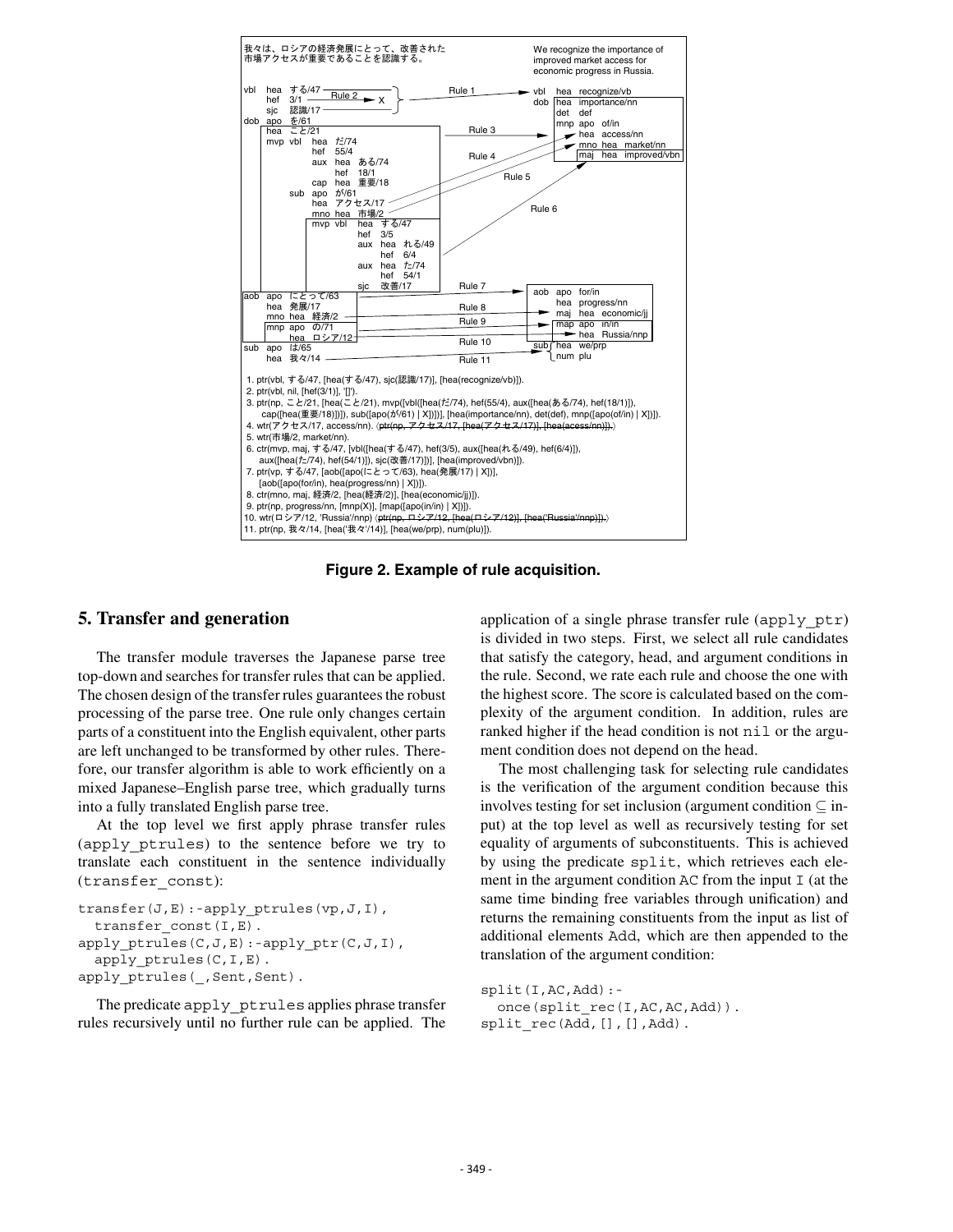我々は、ロシアの経済発展にとって、改善された市場アクセスが重要であることを認識する。

We recognize the importance of improved market access for economic progress in Russia.

```
vbl  hea  する/47 ─── Rule 2 ──► X                Rule 1 ──►  vbl  hea  recognize/vb
     hef  3/1                                                 dob  hea  importance/nn
     sjc  認識/17                                                  det  def
dob  apo  を/61                                                    mnp  apo  of/in
     hea  こと/21                                  Rule 3 ──►          hea  access/nn
     mvp  vbl  hea  だ/74                          Rule 4              mno  hea  market/nn
               hef  55/4                           Rule 5              maj  hea  improved/vbn
               aux  hea  ある/74                   Rule 6
                    hef  18/1
               cap  hea  重要/18
          sub  apo  が/61
               hea  アクセス/17
               mno  hea  市場/2
               mvp  vbl  hea  する/47
                         hef  3/5
                         aux  hea  れる/49
                              hef  6/4
                         aux  hea  た/74
                              hef  54/1
                         sjc  改善/17
aob  apo  にとって/63                              Rule 7 ──►  aob  apo  for/in
     hea  発展/17                                  Rule 8          hea  progress/nn
     mno  hea  経済/2                              Rule 9          maj  hea  economic/jj
     mnp  apo  の/71                                               map  apo  in/in
          hea  ロシア/12                           Rule 10              hea  Russia/nnp
sub  apo  は/65                                    Rule 11     sub  hea  we/prp
     hea  我々/14                                                   num  plu
```

1. ptr(vbl, する/47, [hea(する/47), sjc(認識/17)], [hea(recognize/vb)]).
2. ptr(vbl, nil, [hef(3/1)], '[]').
3. ptr(np, こと/21, [hea(こと/21), mvp([vbl([hea(だ/74), hef(55/4), aux([hea(ある/74), hef(18/1)]), cap([hea(重要/18)])]), sub([apo(が/61) | X])])], [hea(importance/nn), det(def), mnp([apo(of/in) | X])]).
4. wtr(アクセス/17, access/nn). ⟨~~ptr(np, アクセス/17, [hea(アクセス/17)], [hea(acess/nn)]).~~⟩
5. wtr(市場/2, market/nn).
6. ctr(mvp, maj, する/47, [vbl([hea(する/47), hef(3/5), aux([hea(れる/49), hef(6/4)]), aux([hea(た/74), hef(54/1)]), sjc(改善/17)])], [hea(improved/vbn)]).
7. ptr(vp, する/47, [aob([apo(にとって/63), hea(発展/17) | X])], [aob([apo(for/in), hea(progress/nn) | X])]).
8. ctr(mno, maj, 経済/2, [hea(経済/2)], [hea(economic/jj)]).
9. ptr(np, progress/nn, [mnp(X)], [map([apo(in/in) | X])]).
10. wtr(ロシア/12, 'Russia'/nnp) ⟨~~ptr(np, ロシア/12, [hea(ロシア/12)], [hea('Russia'/nnp)]).~~⟩
11. ptr(np, 我々/14, [hea('我々'/14)], [hea(we/prp), num(plu)]).

**Figure 2. Example of rule acquisition.**

## 5. Transfer and generation

The transfer module traverses the Japanese parse tree top-down and searches for transfer rules that can be applied. The chosen design of the transfer rules guarantees the robust processing of the parse tree. One rule only changes certain parts of a constituent into the English equivalent, other parts are left unchanged to be transformed by other rules. Therefore, our transfer algorithm is able to work efficiently on a mixed Japanese–English parse tree, which gradually turns into a fully translated English parse tree.

At the top level we first apply phrase transfer rules (`apply_ptrules`) to the sentence before we try to translate each constituent in the sentence individually (`transfer_const`):

```
transfer(J,E):-apply_ptrules(vp,J,I),
  transfer_const(I,E).
apply_ptrules(C,J,E):-apply_ptr(C,J,I),
  apply_ptrules(C,I,E).
apply_ptrules(_,Sent,Sent).
```

The predicate `apply_ptrules` applies phrase transfer rules recursively until no further rule can be applied. The application of a single phrase transfer rule (`apply_ptr`) is divided in two steps. First, we select all rule candidates that satisfy the category, head, and argument conditions in the rule. Second, we rate each rule and choose the one with the highest score. The score is calculated based on the complexity of the argument condition. In addition, rules are ranked higher if the head condition is not `nil` or the argument condition does not depend on the head.

The most challenging task for selecting rule candidates is the verification of the argument condition because this involves testing for set inclusion (argument condition $\subseteq$ input) at the top level as well as recursively testing for set equality of arguments of subconstituents. This is achieved by using the predicate `split`, which retrieves each element in the argument condition `AC` from the input `I` (at the same time binding free variables through unification) and returns the remaining constituents from the input as list of additional elements `Add`, which are then appended to the translation of the argument condition:

```
split(I,AC,Add):-
  once(split_rec(I,AC,AC,Add)).
split_rec(Add,[],[],Add).
```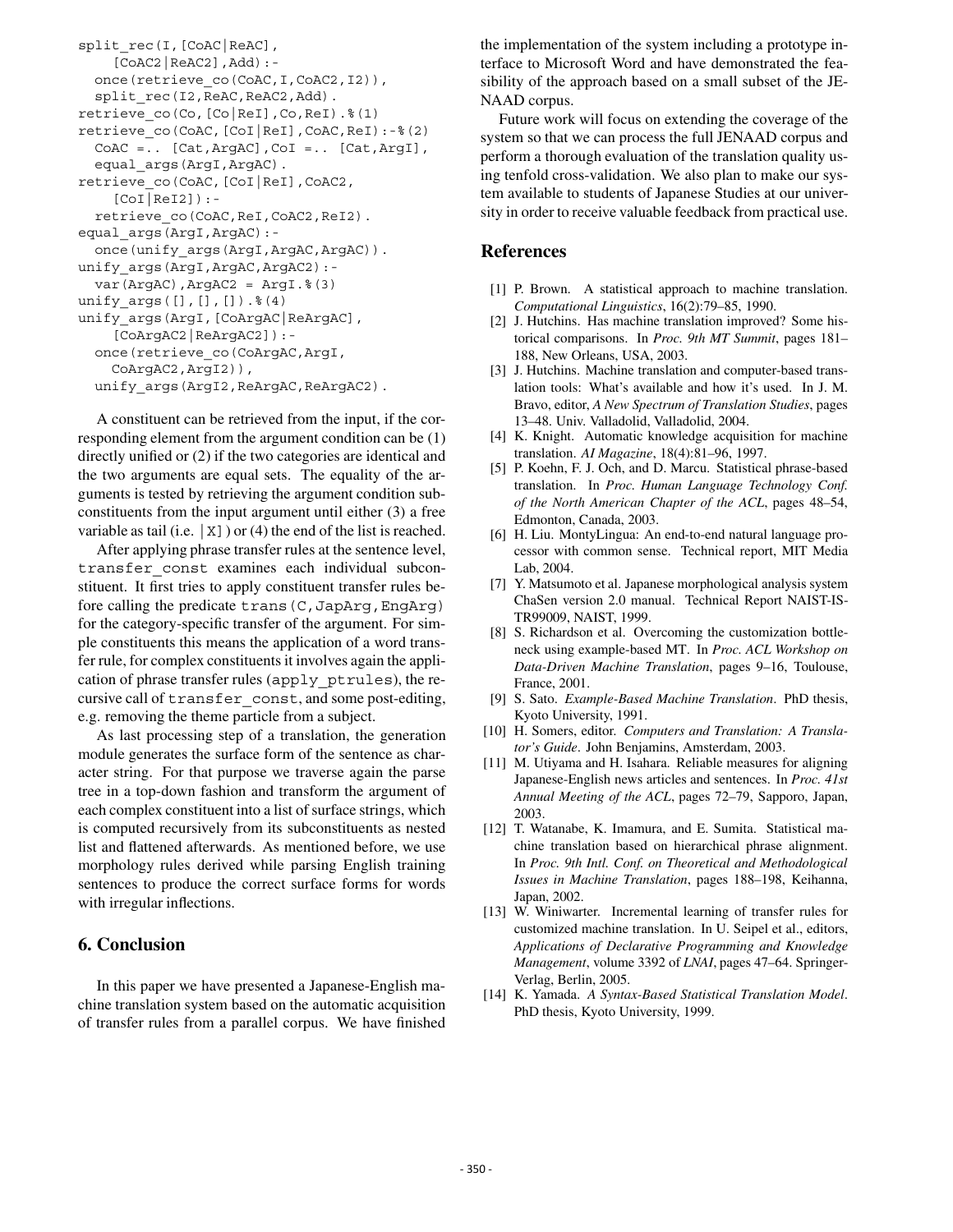```
split_rec(I,[CoAC|ReAC],
    [CoAC2|ReAC2],Add):-
  once(retrieve_co(CoAC,I,CoAC2,I2)),
  split_rec(I2,ReAC,ReAC2,Add).
retrieve_co(Co,[Co|ReI],Co,ReI).%(1)
retrieve_co(CoAC,[CoI|ReI],CoAC,ReI):-%(2)
  CoAC =.. [Cat,ArgAC],CoI =.. [Cat,ArgI],
  equal_args(ArgI,ArgAC).
retrieve_co(CoAC,[CoI|ReI],CoAC2,
    [CoI|ReI2]):-
  retrieve_co(CoAC,ReI,CoAC2,ReI2).
equal_args(ArgI,ArgAC):-
  once(unify_args(ArgI,ArgAC,ArgAC)).
unify_args(ArgI,ArgAC,ArgAC2):-
  var(ArgAC),ArgAC2 = ArgI.%(3)
unify_args([],[],[]).%(4)
unify_args(ArgI,[CoArgAC|ReArgAC],
    [CoArgAC2|ReArgAC2]):-
  once(retrieve_co(CoArgAC,ArgI,
    CoArgAC2,ArgI2)),
  unify_args(ArgI2,ReArgAC,ReArgAC2).
```

A constituent can be retrieved from the input, if the corresponding element from the argument condition can be (1) directly unified or (2) if the two categories are identical and the two arguments are equal sets. The equality of the arguments is tested by retrieving the argument condition subconstituents from the input argument until either (3) a free variable as tail (i.e. `|X]`) or (4) the end of the list is reached.

After applying phrase transfer rules at the sentence level, `transfer_const` examines each individual subconstituent. It first tries to apply constituent transfer rules before calling the predicate `trans(C,JapArg,EngArg)` for the category-specific transfer of the argument. For simple constituents this means the application of a word transfer rule, for complex constituents it involves again the application of phrase transfer rules (`apply_ptrules`), the recursive call of `transfer_const`, and some post-editing, e.g. removing the theme particle from a subject.

As last processing step of a translation, the generation module generates the surface form of the sentence as character string. For that purpose we traverse again the parse tree in a top-down fashion and transform the argument of each complex constituent into a list of surface strings, which is computed recursively from its subconstituents as nested list and flattened afterwards. As mentioned before, we use morphology rules derived while parsing English training sentences to produce the correct surface forms for words with irregular inflections.

## 6. Conclusion

In this paper we have presented a Japanese-English machine translation system based on the automatic acquisition of transfer rules from a parallel corpus. We have finished the implementation of the system including a prototype interface to Microsoft Word and have demonstrated the feasibility of the approach based on a small subset of the JENAAD corpus.

Future work will focus on extending the coverage of the system so that we can process the full JENAAD corpus and perform a thorough evaluation of the translation quality using tenfold cross-validation. We also plan to make our system available to students of Japanese Studies at our university in order to receive valuable feedback from practical use.

## References

[1] P. Brown. A statistical approach to machine translation. *Computational Linguistics*, 16(2):79–85, 1990.

[2] J. Hutchins. Has machine translation improved? Some historical comparisons. In *Proc. 9th MT Summit*, pages 181–188, New Orleans, USA, 2003.

[3] J. Hutchins. Machine translation and computer-based translation tools: What's available and how it's used. In J. M. Bravo, editor, *A New Spectrum of Translation Studies*, pages 13–48. Univ. Valladolid, Valladolid, 2004.

[4] K. Knight. Automatic knowledge acquisition for machine translation. *AI Magazine*, 18(4):81–96, 1997.

[5] P. Koehn, F. J. Och, and D. Marcu. Statistical phrase-based translation. In *Proc. Human Language Technology Conf. of the North American Chapter of the ACL*, pages 48–54, Edmonton, Canada, 2003.

[6] H. Liu. MontyLingua: An end-to-end natural language processor with common sense. Technical report, MIT Media Lab, 2004.

[7] Y. Matsumoto et al. Japanese morphological analysis system ChaSen version 2.0 manual. Technical Report NAIST-IS-TR99009, NAIST, 1999.

[8] S. Richardson et al. Overcoming the customization bottleneck using example-based MT. In *Proc. ACL Workshop on Data-Driven Machine Translation*, pages 9–16, Toulouse, France, 2001.

[9] S. Sato. *Example-Based Machine Translation*. PhD thesis, Kyoto University, 1991.

[10] H. Somers, editor. *Computers and Translation: A Translator's Guide*. John Benjamins, Amsterdam, 2003.

[11] M. Utiyama and H. Isahara. Reliable measures for aligning Japanese-English news articles and sentences. In *Proc. 41st Annual Meeting of the ACL*, pages 72–79, Sapporo, Japan, 2003.

[12] T. Watanabe, K. Imamura, and E. Sumita. Statistical machine translation based on hierarchical phrase alignment. In *Proc. 9th Intl. Conf. on Theoretical and Methodological Issues in Machine Translation*, pages 188–198, Keihanna, Japan, 2002.

[13] W. Winiwarter. Incremental learning of transfer rules for customized machine translation. In U. Seipel et al., editors, *Applications of Declarative Programming and Knowledge Management*, volume 3392 of *LNAI*, pages 47–64. Springer-Verlag, Berlin, 2005.

[14] K. Yamada. *A Syntax-Based Statistical Translation Model*. PhD thesis, Kyoto University, 1999.